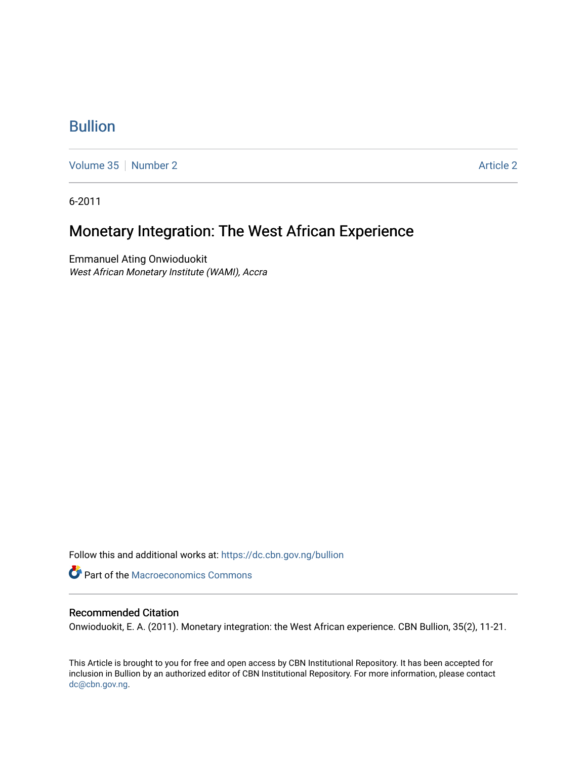# Bullion

Volume 35 | Number 2 | Article 2

6-2011

## Monetary Integration: The West African Experience

Emmanuel Ating Onwioduokit
*West African Monetary Institute (WAMI), Accra*

Follow this and additional works at: https://dc.cbn.gov.ng/bullion

Part of the Macroeconomics Commons

### Recommended Citation

Onwioduokit, E. A. (2011). Monetary integration: the West African experience. CBN Bullion, 35(2), 11-21.

This Article is brought to you for free and open access by CBN Institutional Repository. It has been accepted for inclusion in Bullion by an authorized editor of CBN Institutional Repository. For more information, please contact dc@cbn.gov.ng.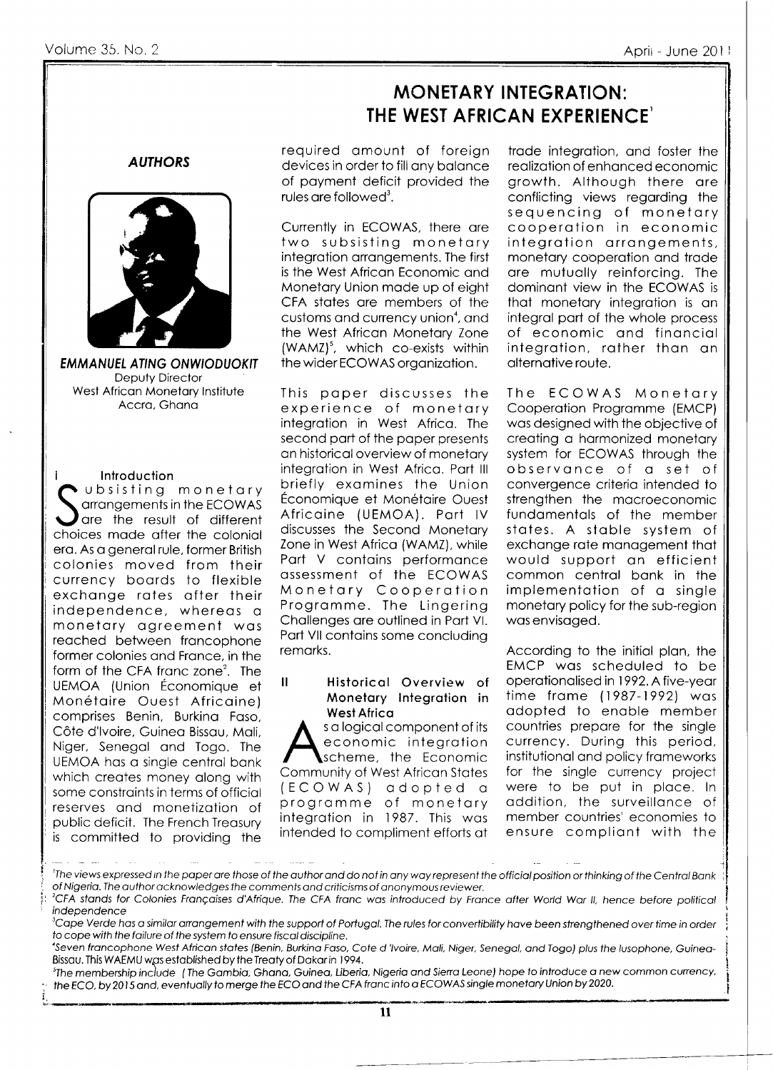# MONETARY INTEGRATION: THE WEST AFRICAN EXPERIENCE[1]

### AUTHORS

**EMMANUEL ATING ONWIODUOKIT**
Deputy Director
West African Monetary Institute
Accra, Ghana

## I Introduction

Subsisting monetary arrangements in the ECOWAS are the result of different choices made after the colonial era. As a general rule, former British colonies moved from their currency boards to flexible exchange rates after their independence, whereas a monetary agreement was reached between francophone former colonies and France, in the form of the CFA franc zone[2]. The UEMOA (Union Économique et Monétaire Ouest Africaine) comprises Benin, Burkina Faso, Côte d'Ivoire, Guinea Bissau, Mali, Niger, Senegal and Togo. The UEMOA has a single central bank which creates money along with some constraints in terms of official reserves and monetization of public deficit. The French Treasury is committed to providing the required amount of foreign devices in order to fill any balance of payment deficit provided the rules are followed[3].

Currently in ECOWAS, there are two subsisting monetary integration arrangements. The first is the West African Economic and Monetary Union made up of eight CFA states are members of the customs and currency union[4], and the West African Monetary Zone (WAMZ)[5], which co-exists within the wider ECOWAS organization.

This paper discusses the experience of monetary integration in West Africa. The second part of the paper presents an historical overview of monetary integration in West Africa. Part III briefly examines the Union Économique et Monétaire Ouest Africaine (UEMOA). Part IV discusses the Second Monetary Zone in West Africa (WAMZ), while Part V contains performance assessment of the ECOWAS Monetary Cooperation Programme. The Lingering Challenges are outlined in Part VI. Part VII contains some concluding remarks.

## II Historical Overview of Monetary Integration in West Africa

As a logical component of its economic integration scheme, the Economic Community of West African States (ECOWAS) adopted a programme of monetary integration in 1987. This was intended to compliment efforts at trade integration, and foster the realization of enhanced economic growth. Although there are conflicting views regarding the sequencing of monetary cooperation in economic integration arrangements, monetary cooperation and trade are mutually reinforcing. The dominant view in the ECOWAS is that monetary integration is an integral part of the whole process of economic and financial integration, rather than an alternative route.

The ECOWAS Monetary Cooperation Programme (EMCP) was designed with the objective of creating a harmonized monetary system for ECOWAS through the observance of a set of convergence criteria intended to strengthen the macroeconomic fundamentals of the member states. A stable system of exchange rate management that would support an efficient common central bank in the implementation of a single monetary policy for the sub-region was envisaged.

According to the initial plan, the EMCP was scheduled to be operationalised in 1992. A five-year time frame (1987-1992) was adopted to enable member countries prepare for the single currency. During this period, institutional and policy frameworks for the single currency project were to be put in place. In addition, the surveillance of member countries' economies to ensure compliant with the

---

[1] The views expressed in the paper are those of the author and do not in any way represent the official position or thinking of the Central Bank of Nigeria. The author acknowledges the comments and criticisms of anonymous reviewer.

[2] CFA stands for Colonies Françaises d'Afrique. The CFA franc was introduced by France after World War II, hence before political independence

[3] Cape Verde has a similar arrangement with the support of Portugal. The rules for convertibility have been strengthened over time in order to cope with the failure of the system to ensure fiscal discipline.

[4] Seven francophone West African states (Benin, Burkina Faso, Cote d 'Ivoire, Mali, Niger, Senegal, and Togo) plus the lusophone, Guinea-Bissau. This WAEMU was established by the Treaty of Dakar in 1994.

[5] The membership include (The Gambia, Ghana, Guinea, Liberia, Nigeria and Sierra Leone) hope to introduce a new common currency, the ECO, by 2015 and, eventually to merge the ECO and the CFA franc into a ECOWAS single monetary Union by 2020.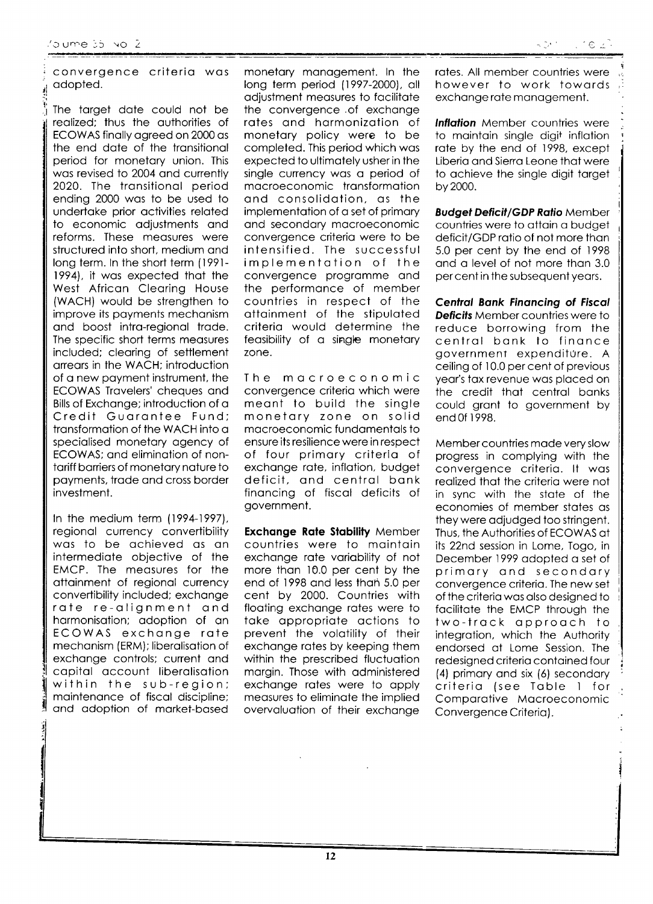convergence criteria was adopted.

The target date could not be realized; thus the authorities of ECOWAS finally agreed on 2000 as the end date of the transitional period for monetary union. This was revised to 2004 and currently 2020. The transitional period ending 2000 was to be used to undertake prior activities related to economic adjustments and reforms. These measures were structured into short, medium and long term. In the short term (1991-1994), it was expected that the West African Clearing House (WACH) would be strengthen to improve its payments mechanism and boost intra-regional trade. The specific short terms measures included; clearing of settlement arrears in the WACH; introduction of a new payment instrument, the ECOWAS Travelers' cheques and Bills of Exchange; introduction of a Credit Guarantee Fund; transformation of the WACH into a specialised monetary agency of ECOWAS; and elimination of non-tariff barriers of monetary nature to payments, trade and cross border investment.

In the medium term (1994-1997), regional currency convertibility was to be achieved as an intermediate objective of the EMCP. The measures for the attainment of regional currency convertibility included; exchange rate re-alignment and harmonisation; adoption of an ECOWAS exchange rate mechanism (ERM); liberalisation of exchange controls; current and capital account liberalisation within the sub-region; maintenance of fiscal discipline; and adoption of market-based monetary management. In the long term period (1997-2000), all adjustment measures to facilitate the convergence of exchange rates and harmonization of monetary policy were to be completed. This period which was expected to ultimately usher in the single currency was a period of macroeconomic transformation and consolidation, as the implementation of a set of primary and secondary macroeconomic convergence criteria were to be intensified. The successful implementation of the convergence programme and the performance of member countries in respect of the attainment of the stipulated criteria would determine the feasibility of a single monetary zone.

The macroeconomic convergence criteria which were meant to build the single monetary zone on solid macroeconomic fundamentals to ensure its resilience were in respect of four primary criteria of exchange rate, inflation, budget deficit, and central bank financing of fiscal deficits of government.

**Exchange Rate Stability** Member countries were to maintain exchange rate variability of not more than 10.0 per cent by the end of 1998 and less than 5.0 per cent by 2000. Countries with floating exchange rates were to take appropriate actions to prevent the volatility of their exchange rates by keeping them within the prescribed fluctuation margin. Those with administered exchange rates were to apply measures to eliminate the implied overvaluation of their exchange rates. All member countries were however to work towards exchange rate management.

***Inflation*** Member countries were to maintain single digit inflation rate by the end of 1998, except Liberia and Sierra Leone that were to achieve the single digit target by 2000.

***Budget Deficit/GDP Ratio*** Member countries were to attain a budget deficit/GDP ratio of not more than 5.0 per cent by the end of 1998 and a level of not more than 3.0 per cent in the subsequent years.

***Central Bank Financing of Fiscal Deficits*** Member countries were to reduce borrowing from the central bank to finance government expenditure. A ceiling of 10.0 per cent of previous year's tax revenue was placed on the credit that central banks could grant to government by end 0f 1998.

Member countries made very slow progress in complying with the convergence criteria. It was realized that the criteria were not in sync with the state of the economies of member states as they were adjudged too stringent. Thus, the Authorities of ECOWAS at its 22nd session in Lome, Togo, in December 1999 adopted a set of primary and secondary convergence criteria. The new set of the criteria was also designed to facilitate the EMCP through the two-track approach to integration, which the Authority endorsed at Lome Session. The redesigned criteria contained four (4) primary and six (6) secondary criteria (see Table 1 for Comparative Macroeconomic Convergence Criteria).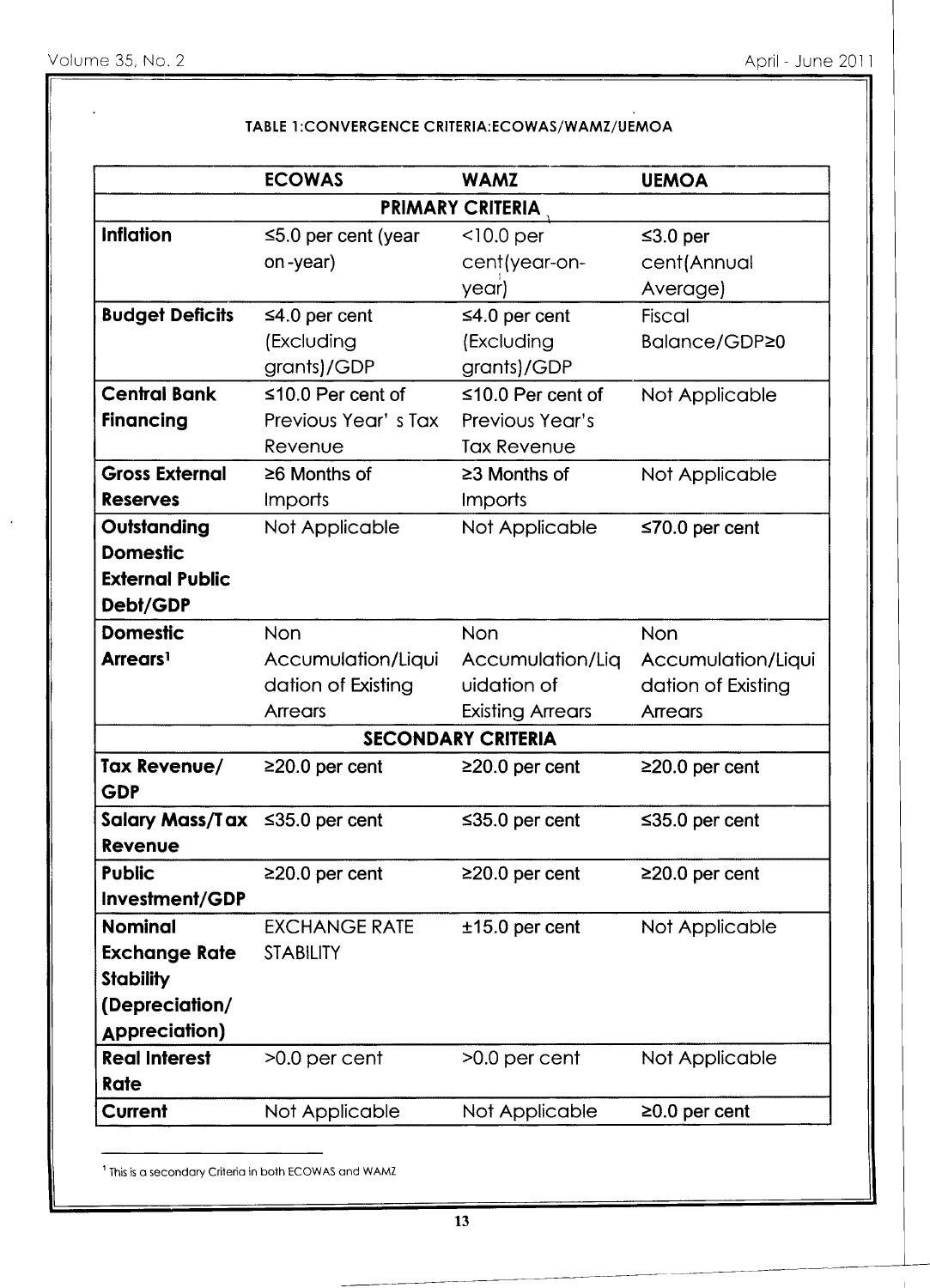**TABLE 1:CONVERGENCE CRITERIA:ECOWAS/WAMZ/UEMOA**

| | ECOWAS | WAMZ | UEMOA |
|---|---|---|---|
| **PRIMARY CRITERIA** | | | |
| **Inflation** | ≤5.0 per cent (year on-year) | <10.0 per cent(year-on-year) | ≤3.0 per cent(Annual Average) |
| **Budget Deficits** | ≤4.0 per cent (Excluding grants)/GDP | ≤4.0 per cent (Excluding grants)/GDP | Fiscal Balance/GDP≥0 |
| **Central Bank Financing** | ≤10.0 Per cent of Previous Year' s Tax Revenue | ≤10.0 Per cent of Previous Year's Tax Revenue | Not Applicable |
| **Gross External Reserves** | ≥6 Months of Imports | ≥3 Months of Imports | Not Applicable |
| **Outstanding Domestic External Public Debt/GDP** | Not Applicable | Not Applicable | ≤70.0 per cent |
| **Domestic Arrears**[1] | Non Accumulation/Liquidation of Existing Arrears | Non Accumulation/Liquidation of Existing Arrears | Non Accumulation/Liquidation of Existing Arrears |
| **SECONDARY CRITERIA** | | | |
| **Tax Revenue/ GDP** | ≥20.0 per cent | ≥20.0 per cent | ≥20.0 per cent |
| **Salary Mass/Tax Revenue** | ≤35.0 per cent | ≤35.0 per cent | ≤35.0 per cent |
| **Public Investment/GDP** | ≥20.0 per cent | ≥20.0 per cent | ≥20.0 per cent |
| **Nominal Exchange Rate Stability (Depreciation/ Appreciation)** | EXCHANGE RATE STABILITY | ±15.0 per cent | Not Applicable |
| **Real Interest Rate** | >0.0 per cent | >0.0 per cent | Not Applicable |
| **Current** | Not Applicable | Not Applicable | ≥0.0 per cent |

[1] This is a secondary Criteria in both ECOWAS and WAMZ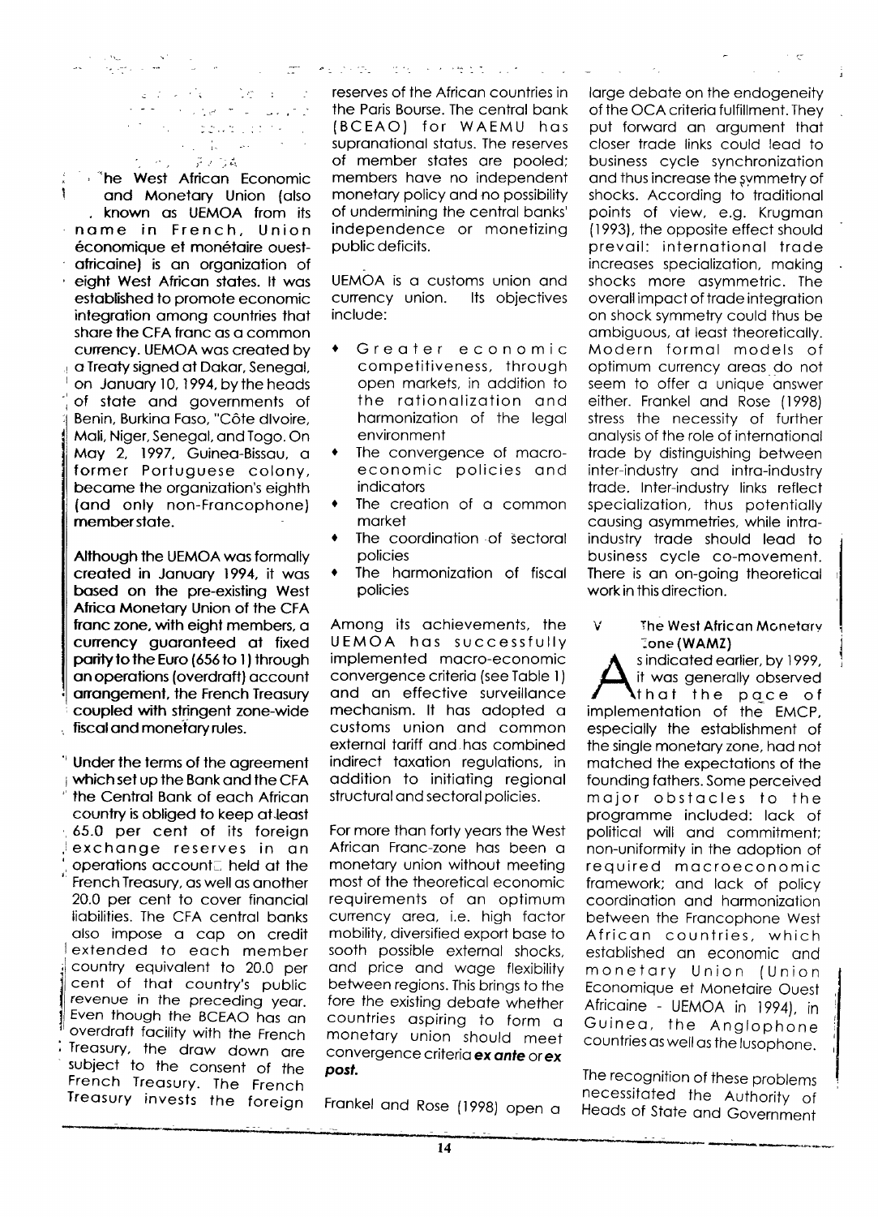The West African Economic and Monetary Union (also known as UEMOA from its name in French, Union économique et monétaire ouest-africaine) is an organization of eight West African states. It was established to promote economic integration among countries that share the CFA franc as a common currency. UEMOA was created by a Treaty signed at Dakar, Senegal, on January 10, 1994, by the heads of state and governments of Benin, Burkina Faso, "Côte dIvoire, Mali, Niger, Senegal, and Togo. On May 2, 1997, Guinea-Bissau, a former Portuguese colony, became the organization's eighth (and only non-Francophone) member state.

**Although the UEMOA was formally created in January 1994, it was based on the pre-existing West Africa Monetary Union of the CFA franc zone, with eight members, a currency guaranteed at fixed parity to the Euro (656 to 1) through an operations (overdraft) account arrangement, the French Treasury coupled with stringent zone-wide fiscal and monetary rules.**

Under the terms of the agreement which set up the Bank and the CFA the Central Bank of each African country is obliged to keep at least 65.0 per cent of its foreign exchange reserves in an operations account held at the French Treasury, as well as another 20.0 per cent to cover financial liabilities. The CFA central banks also impose a cap on credit extended to each member country equivalent to 20.0 per cent of that country's public revenue in the preceding year. Even though the BCEAO has an overdraft facility with the French Treasury, the draw down are subject to the consent of the French Treasury. The French Treasury invests the foreign reserves of the African countries in the Paris Bourse. The central bank (BCEAO) for WAEMU has supranational status. The reserves of member states are pooled; members have no independent monetary policy and no possibility of undermining the central banks' independence or monetizing public deficits.

UEMOA is a customs union and currency union. Its objectives include:

- Greater economic competitiveness, through open markets, in addition to the rationalization and harmonization of the legal environment
- The convergence of macro-economic policies and indicators
- The creation of a common market
- The coordination of sectoral policies
- The harmonization of fiscal policies

Among its achievements, the UEMOA has successfully implemented macro-economic convergence criteria (see Table 1) and an effective surveillance mechanism. It has adopted a customs union and common external tariff and has combined indirect taxation regulations, in addition to initiating regional structural and sectoral policies.

For more than forty years the West African Franc-zone has been a monetary union without meeting most of the theoretical economic requirements of an optimum currency area, i.e. high factor mobility, diversified export base to sooth possible external shocks, and price and wage flexibility between regions. This brings to the fore the existing debate whether countries aspiring to form a monetary union should meet convergence criteria ***ex ante*** or ***ex post.***

Frankel and Rose (1998) open a large debate on the endogeneity of the OCA criteria fulfillment. They put forward an argument that closer trade links could lead to business cycle synchronization and thus increase the symmetry of shocks. According to traditional points of view, e.g. Krugman (1993), the opposite effect should prevail: international trade increases specialization, making shocks more asymmetric. The overall impact of trade integration on shock symmetry could thus be ambiguous, at least theoretically. Modern formal models of optimum currency areas do not seem to offer a unique answer either. Frankel and Rose (1998) stress the necessity of further analysis of the role of international trade by distinguishing between inter-industry and intra-industry trade. Inter-industry links reflect specialization, thus potentially causing asymmetries, while intra-industry trade should lead to business cycle co-movement. There is an on-going theoretical work in this direction.

## V The West African Monetary Zone (WAMZ)

As indicated earlier, by 1999, it was generally observed that the pace of implementation of the EMCP, especially the establishment of the single monetary zone, had not matched the expectations of the founding fathers. Some perceived major obstacles to the programme included: lack of political will and commitment; non-uniformity in the adoption of required macroeconomic framework; and lack of policy coordination and harmonization between the Francophone West African countries, which established an economic and monetary Union (Union Economique et Monetaire Ouest Africaine - UEMOA in 1994), in Guinea, the Anglophone countries as well as the lusophone.

The recognition of these problems necessitated the Authority of Heads of State and Government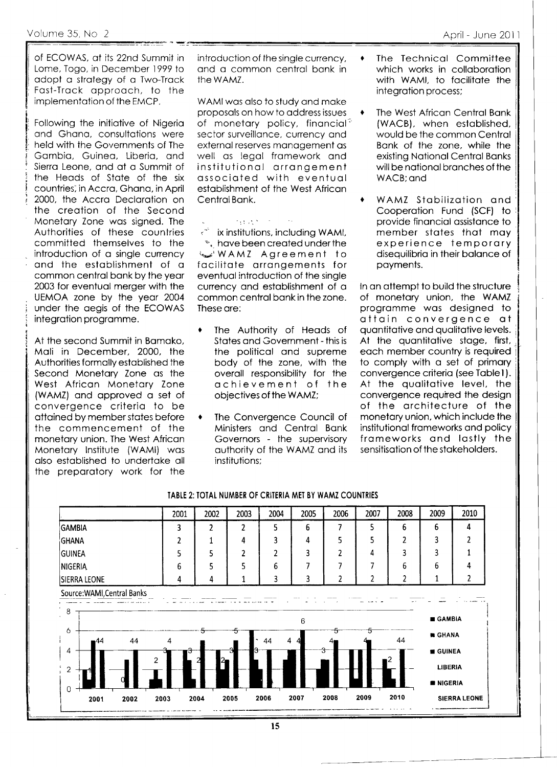of ECOWAS, at its 22nd Summit in Lome, Togo, in December 1999 to adopt a strategy of a Two-Track Fast-Track approach, to the implementation of the EMCP.

Following the initiative of Nigeria and Ghana, consultations were held with the Governments of The Gambia, Guinea, Liberia, and Sierra Leone, and at a Summit of the Heads of State of the six countries, in Accra, Ghana, in April 2000, the Accra Declaration on the creation of the Second Monetary Zone was signed. The Authorities of these countries committed themselves to the introduction of a single currency and the establishment of a common central bank by the year 2003 for eventual merger with the UEMOA zone by the year 2004 under the aegis of the ECOWAS integration programme.

At the second Summit in Bamako, Mali in December, 2000, the Authorities formally established the Second Monetary Zone as the West African Monetary Zone (WAMZ) and approved a set of convergence criteria to be attained by member states before the commencement of the monetary union. The West African Monetary Institute (WAMI) was also established to undertake all the preparatory work for the introduction of the single currency, and a common central bank in the WAMZ.

WAMI was also to study and make proposals on how to address issues of monetary policy, financial sector surveillance, currency and external reserves management as well as legal framework and institutional arrangement associated with eventual establishment of the West African Central Bank.

Six institutions, including WAMI, have been created under the WAMZ Agreement to facilitate arrangements for eventual introduction of the single currency and establishment of a common central bank in the zone. These are:

- The Authority of Heads of States and Government - this is the political and supreme body of the zone, with the overall responsibility for the achievement of the objectives of the WAMZ;
- The Convergence Council of Ministers and Central Bank Governors - the supervisory authority of the WAMZ and its institutions;
- The Technical Committee which works in collaboration with WAMI, to facilitate the integration process;
- The West African Central Bank (WACB), when established, would be the common Central Bank of the zone, while the existing National Central Banks will be national branches of the WACB; and
- WAMZ Stabilization and Cooperation Fund (SCF) to provide financial assistance to member states that may experience temporary disequilibria in their balance of payments.

In an attempt to build the structure of monetary union, the WAMZ programme was designed to attain convergence at quantitative and qualitative levels. At the quantitative stage, first, each member country is required to comply with a set of primary convergence criteria (see Table1). At the qualitative level, the convergence required the design of the architecture of the monetary union, which include the institutional frameworks and policy frameworks and lastly the sensitisation of the stakeholders.

**TABLE 2: TOTAL NUMBER OF CRITERIA MET BY WAMZ COUNTRIES**

| | 2001 | 2002 | 2003 | 2004 | 2005 | 2006 | 2007 | 2008 | 2009 | 2010 |
|---|---|---|---|---|---|---|---|---|---|---|
| GAMBIA | 3 | 2 | 2 | 5 | 6 | 7 | 5 | 6 | 6 | 4 |
| GHANA | 2 | 1 | 4 | 3 | 4 | 5 | 5 | 2 | 3 | 2 |
| GUINEA | 5 | 5 | 2 | 2 | 3 | 2 | 4 | 3 | 3 | 1 |
| NIGERIA | 6 | 5 | 5 | 6 | 7 | 7 | 7 | 6 | 6 | 4 |
| SIERRA LEONE | 4 | 4 | 1 | 3 | 3 | 2 | 2 | 2 | 1 | 2 |

Source:WAMI,Central Banks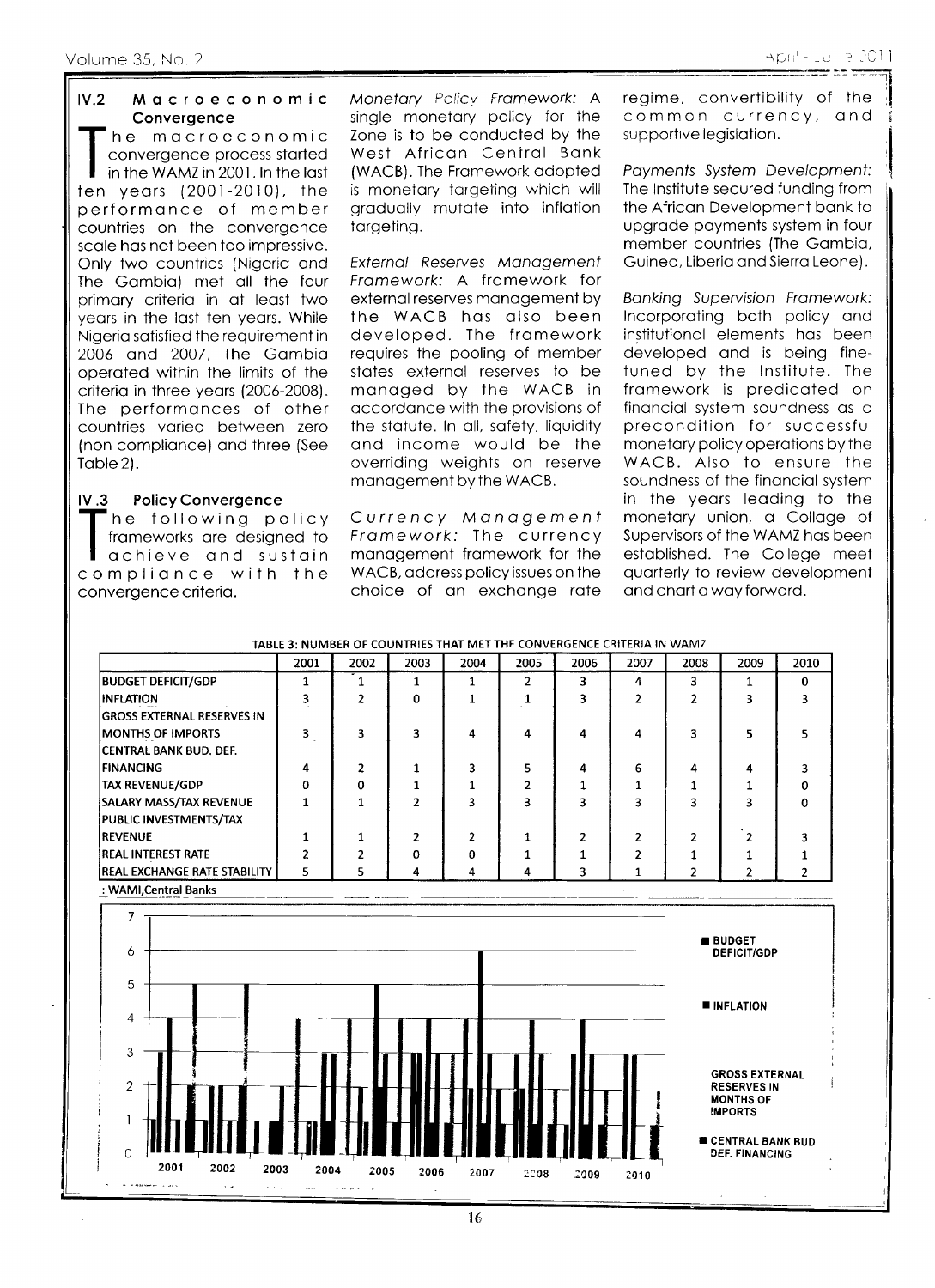## IV.2 Macroeconomic Convergence

The macroeconomic convergence process started in the WAMZ in 2001. In the last ten years (2001-2010), the performance of member countries on the convergence scale has not been too impressive. Only two countries (Nigeria and The Gambia) met all the four primary criteria in at least two years in the last ten years. While Nigeria satisfied the requirement in 2006 and 2007, The Gambia operated within the limits of the criteria in three years (2006-2008). The performances of other countries varied between zero (non compliance) and three (See Table 2).

## IV.3 Policy Convergence

The following policy frameworks are designed to achieve and sustain compliance with the convergence criteria.

*Monetary Policy Framework:* A single monetary policy for the Zone is to be conducted by the West African Central Bank (WACB). The Framework adopted is monetary targeting which will gradually mutate into inflation targeting.

*External Reserves Management Framework:* A framework for external reserves management by the WACB has also been developed. The framework requires the pooling of member states external reserves to be managed by the WACB in accordance with the provisions of the statute. In all, safety, liquidity and income would be the overriding weights on reserve management by the WACB.

*Currency Management Framework:* The currency management framework for the WACB, address policy issues on the choice of an exchange rate regime, convertibility of the common currency, and supportive legislation.

*Payments System Development:* The Institute secured funding from the African Development bank to upgrade payments system in four member countries (The Gambia, Guinea, Liberia and Sierra Leone).

*Banking Supervision Framework:* Incorporating both policy and institutional elements has been developed and is being fine-tuned by the Institute. The framework is predicated on financial system soundness as a precondition for successful monetary policy operations by the WACB. Also to ensure the soundness of the financial system in the years leading to the monetary union, a Collage of Supervisors of the WAMZ has been established. The College meet quarterly to review development and chart a way forward.

TABLE 3: NUMBER OF COUNTRIES THAT MET THE CONVERGENCE CRITERIA IN WAMZ

| | 2001 | 2002 | 2003 | 2004 | 2005 | 2006 | 2007 | 2008 | 2009 | 2010 |
|---|---|---|---|---|---|---|---|---|---|---|
| BUDGET DEFICIT/GDP | 1 | 1 | 1 | 1 | 2 | 3 | 4 | 3 | 1 | 0 |
| INFLATION | 3 | 2 | 0 | 1 | 1 | 3 | 2 | 2 | 3 | 3 |
| GROSS EXTERNAL RESERVES IN MONTHS OF IMPORTS | 3 | 3 | 3 | 4 | 4 | 4 | 4 | 3 | 5 | 5 |
| CENTRAL BANK BUD. DEF. FINANCING | 4 | 2 | 1 | 3 | 5 | 4 | 6 | 4 | 4 | 3 |
| TAX REVENUE/GDP | 0 | 0 | 1 | 1 | 2 | 1 | 1 | 1 | 1 | 0 |
| SALARY MASS/TAX REVENUE | 1 | 1 | 2 | 3 | 3 | 3 | 3 | 3 | 3 | 0 |
| PUBLIC INVESTMENTS/TAX REVENUE | 1 | 1 | 2 | 2 | 1 | 2 | 2 | 2 | 2 | 3 |
| REAL INTEREST RATE | 2 | 2 | 0 | 0 | 1 | 1 | 2 | 1 | 1 | 1 |
| REAL EXCHANGE RATE STABILITY | 5 | 5 | 4 | 4 | 4 | 3 | 1 | 2 | 2 | 2 |

: WAMI,Central Banks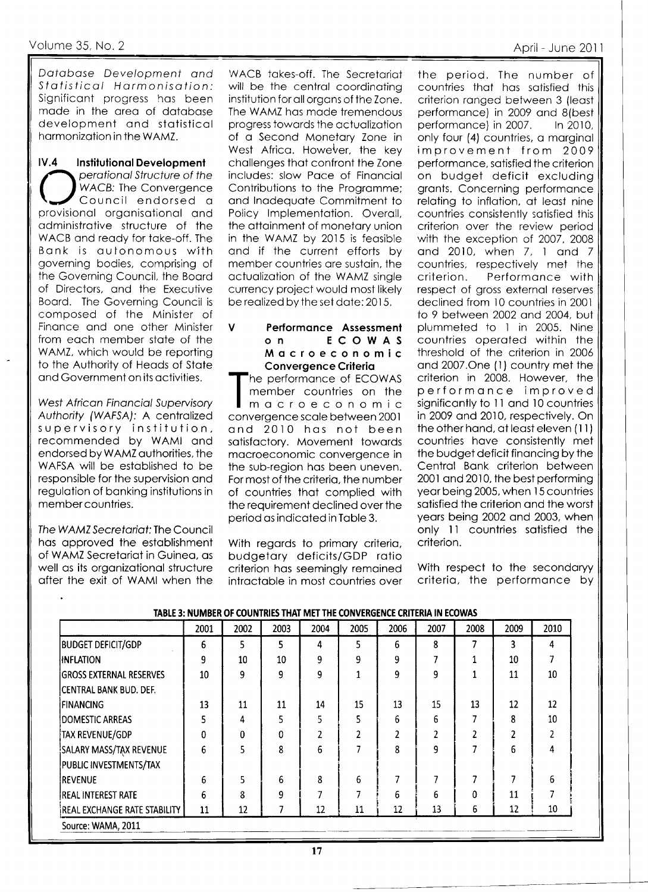*Database Development and Statistical Harmonisation:* Significant progress has been made in the area of database development and statistical harmonization in the WAMZ.

### IV.4 Institutional Development

*Operational Structure of the WACB:* The Convergence Council endorsed a provisional organisational and administrative structure of the WACB and ready for take-off. The Bank is autonomous with governing bodies, comprising of the Governing Council, the Board of Directors, and the Executive Board. The Governing Council is composed of the Minister of Finance and one other Minister from each member state of the WAMZ, which would be reporting to the Authority of Heads of State and Government on its activities.

*West African Financial Supervisory Authority (WAFSA):* A centralized supervisory institution, recommended by WAMI and endorsed by WAMZ authorities, the WAFSA will be established to be responsible for the supervision and regulation of banking institutions in member countries.

*The WAMZ Secretariat:* The Council has approved the establishment of WAMZ Secretariat in Guinea, as well as its organizational structure after the exit of WAMI when the WACB takes-off. The Secretariat will be the central coordinating institution for all organs of the Zone. The WAMZ has made tremendous progress towards the actualization of a Second Monetary Zone in West Africa. However, the key challenges that confront the Zone includes: slow Pace of Financial Contributions to the Programme; and Inadequate Commitment to Policy Implementation. Overall, the attainment of monetary union in the WAMZ by 2015 is feasible and if the current efforts by member countries are sustain, the actualization of the WAMZ single currency project would most likely be realized by the set date: 2015.

## V Performance Assessment on ECOWAS Macroeconomic Convergence Criteria

The performance of ECOWAS member countries on the macroeconomic convergence scale between 2001 and 2010 has not been satisfactory. Movement towards macroeconomic convergence in the sub-region has been uneven. For most of the criteria, the number of countries that complied with the requirement declined over the period as indicated in Table 3.

With regards to primary criteria, budgetary deficits/GDP ratio criterion has seemingly remained intractable in most countries over the period. The number of countries that has satisfied this criterion ranged between 3 (least performance) in 2009 and 8(best performance) in 2007. In 2010, only four (4) countries, a marginal improvement from 2009 performance, satisfied the criterion on budget deficit excluding grants. Concerning performance relating to inflation, at least nine countries consistently satisfied this criterion over the review period with the exception of 2007, 2008 and 2010, when 7, 1 and 7 countries, respectively met the criterion. Performance with respect of gross external reserves declined from 10 countries in 2001 to 9 between 2002 and 2004, but plummeted to 1 in 2005. Nine countries operated within the threshold of the criterion in 2006 and 2007.One (1) country met the criterion in 2008. However, the performance improved significantly to 11 and 10 countries in 2009 and 2010, respectively. On the other hand, at least eleven (11) countries have consistently met the budget deficit financing by the Central Bank criterion between 2001 and 2010, the best performing year being 2005, when 15 countries satisfied the criterion and the worst years being 2002 and 2003, when only 11 countries satisfied the criterion.

With respect to the secondaryy criteria, the performance by

**TABLE 3: NUMBER OF COUNTRIES THAT MET THE CONVERGENCE CRITERIA IN ECOWAS**

| | 2001 | 2002 | 2003 | 2004 | 2005 | 2006 | 2007 | 2008 | 2009 | 2010 |
|---|---|---|---|---|---|---|---|---|---|---|
| BUDGET DEFICIT/GDP | 6 | 5 | 5 | 4 | 5 | 6 | 8 | 7 | 3 | 4 |
| INFLATION | 9 | 10 | 10 | 9 | 9 | 9 | 7 | 1 | 10 | 7 |
| GROSS EXTERNAL RESERVES | 10 | 9 | 9 | 9 | 1 | 9 | 9 | 1 | 11 | 10 |
| CENTRAL BANK BUD. DEF. FINANCING | 13 | 11 | 11 | 14 | 15 | 13 | 15 | 13 | 12 | 12 |
| DOMESTIC ARREAS | 5 | 4 | 5 | 5 | 5 | 6 | 6 | 7 | 8 | 10 |
| TAX REVENUE/GDP | 0 | 0 | 0 | 2 | 2 | 2 | 2 | 2 | 2 | 2 |
| SALARY MASS/TAX REVENUE | 6 | 5 | 8 | 6 | 7 | 8 | 9 | 7 | 6 | 4 |
| PUBLIC INVESTMENTS/TAX REVENUE | 6 | 5 | 6 | 8 | 6 | 7 | 7 | 7 | 7 | 6 |
| REAL INTEREST RATE | 6 | 8 | 9 | 7 | 7 | 6 | 6 | 0 | 11 | 7 |
| REAL EXCHANGE RATE STABILITY | 11 | 12 | 7 | 12 | 11 | 12 | 13 | 6 | 12 | 10 |

Source: WAMA, 2011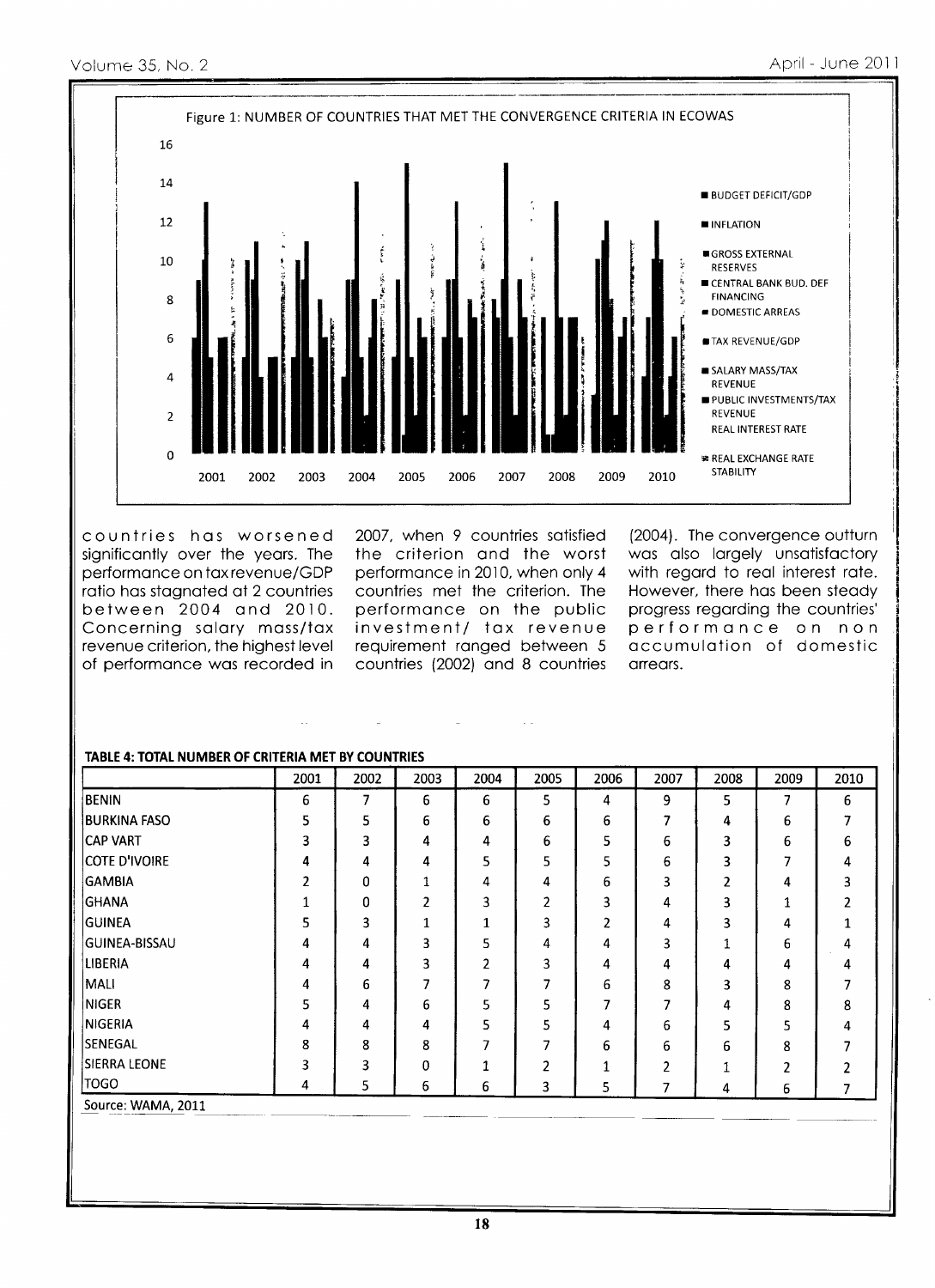Figure 1: NUMBER OF COUNTRIES THAT MET THE CONVERGENCE CRITERIA IN ECOWAS

countries has worsened significantly over the years. The performance on tax revenue/GDP ratio has stagnated at 2 countries between 2004 and 2010. Concerning salary mass/tax revenue criterion, the highest level of performance was recorded in 2007, when 9 countries satisfied the criterion and the worst performance in 2010, when only 4 countries met the criterion. The performance on the public investment/ tax revenue requirement ranged between 5 countries (2002) and 8 countries (2004). The convergence outturn was also largely unsatisfactory with regard to real interest rate. However, there has been steady progress regarding the countries' performance on non accumulation of domestic arrears.

**TABLE 4: TOTAL NUMBER OF CRITERIA MET BY COUNTRIES**

| | 2001 | 2002 | 2003 | 2004 | 2005 | 2006 | 2007 | 2008 | 2009 | 2010 |
|---|---|---|---|---|---|---|---|---|---|---|
| BENIN | 6 | 7 | 6 | 6 | 5 | 4 | 9 | 5 | 7 | 6 |
| BURKINA FASO | 5 | 5 | 6 | 6 | 6 | 6 | 7 | 4 | 6 | 7 |
| CAP VART | 3 | 3 | 4 | 4 | 6 | 5 | 6 | 3 | 6 | 6 |
| COTE D'IVOIRE | 4 | 4 | 4 | 5 | 5 | 5 | 6 | 3 | 7 | 4 |
| GAMBIA | 2 | 0 | 1 | 4 | 4 | 6 | 3 | 2 | 4 | 3 |
| GHANA | 1 | 0 | 2 | 3 | 2 | 3 | 4 | 3 | 1 | 2 |
| GUINEA | 5 | 3 | 1 | 1 | 3 | 2 | 4 | 3 | 4 | 1 |
| GUINEA-BISSAU | 4 | 4 | 3 | 5 | 4 | 4 | 3 | 1 | 6 | 4 |
| LIBERIA | 4 | 4 | 3 | 2 | 3 | 4 | 4 | 4 | 4 | 4 |
| MALI | 4 | 6 | 7 | 7 | 7 | 6 | 8 | 3 | 8 | 7 |
| NIGER | 5 | 4 | 6 | 5 | 5 | 7 | 7 | 4 | 8 | 8 |
| NIGERIA | 4 | 4 | 4 | 5 | 5 | 4 | 6 | 5 | 5 | 4 |
| SENEGAL | 8 | 8 | 8 | 7 | 7 | 6 | 6 | 6 | 8 | 7 |
| SIERRA LEONE | 3 | 3 | 0 | 1 | 2 | 1 | 2 | 1 | 2 | 2 |
| TOGO | 4 | 5 | 6 | 6 | 3 | 5 | 7 | 4 | 6 | 7 |

Source: WAMA, 2011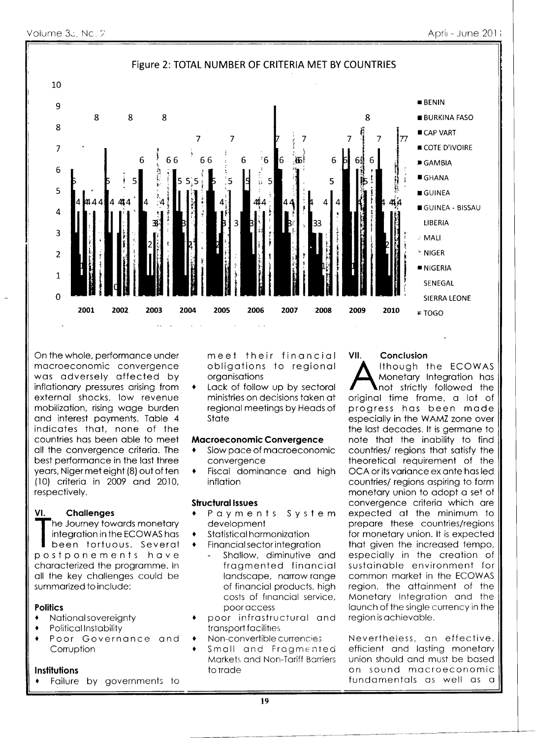Figure 2: TOTAL NUMBER OF CRITERIA MET BY COUNTRIES

On the whole, performance under macroeconomic convergence was adversely affected by inflationary pressures arising from external shocks, low revenue mobilization, rising wage burden and interest payments. Table 4 indicates that, none of the countries has been able to meet all the convergence criteria. The best performance in the last three years, Niger met eight (8) out of ten (10) criteria in 2009 and 2010, respectively.

## VI. Challenges

The Journey towards monetary integration in the ECOWAS has been tortuous. Several postponements have characterized the programme. In all the key challenges could be summarized to include:

### Politics

- National sovereignty
- Political Instability
- Poor Governance and Corruption

### Institutions

- Failure by governments to meet their financial obligations to regional organisations
- Lack of follow up by sectoral ministries on decisions taken at regional meetings by Heads of State

### Macroeconomic Convergence

- Slow pace of macroeconomic convergence
- Fiscal dominance and high inflation

### Structural Issues

- Payments System development
- Statistical harmonization
- Financial sector integration
  - Shallow, diminutive and fragmented financial landscape, narrow range of financial products, high costs of financial service, poor access
- poor infrastructural and transport facilities
- Non-convertible currencies
- Small and Fragmented Markets and Non-Tariff Barriers to trade

## VII. Conclusion

Although the ECOWAS Monetary Integration has not strictly followed the original time frame, a lot of progress has been made especially in the WAMZ zone over the last decades. It is germane to note that the inability to find countries/ regions that satisfy the theoretical requirement of the OCA or its variance ex ante has led countries/ regions aspiring to form monetary union to adopt a set of convergence criteria which are expected at the minimum to prepare these countries/regions for monetary union. It is expected that given the increased tempo, especially in the creation of sustainable environment for common market in the ECOWAS region, the attainment of the Monetary Integration and the launch of the single currency in the region is achievable.

Nevertheless, an effective, efficient and lasting monetary union should and must be based on sound macroeconomic fundamentals as well as a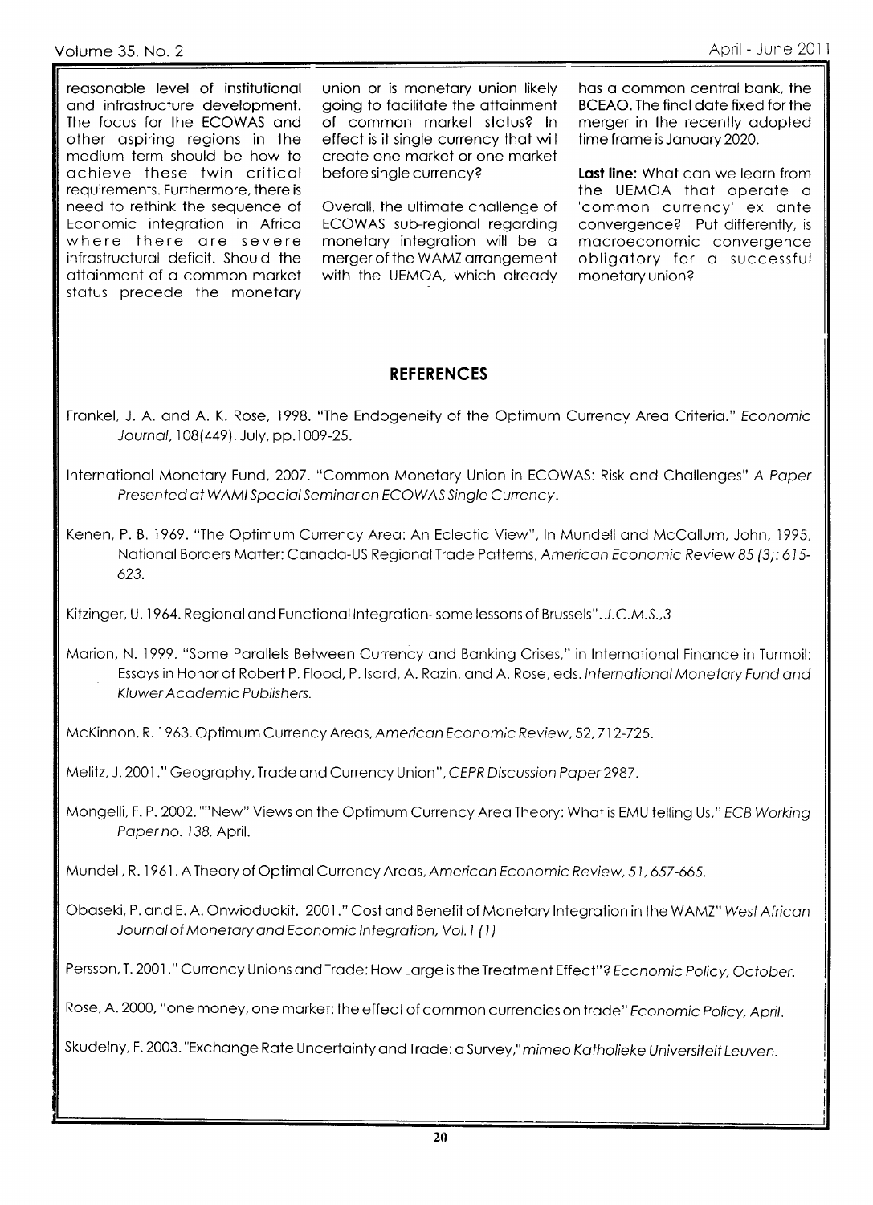reasonable level of institutional and infrastructure development. The focus for the ECOWAS and other aspiring regions in the medium term should be how to achieve these twin critical requirements. Furthermore, there is need to rethink the sequence of Economic integration in Africa where there are severe infrastructural deficit. Should the attainment of a common market status precede the monetary union or is monetary union likely going to facilitate the attainment of common market status? In effect is it single currency that will create one market or one market before single currency?

Overall, the ultimate challenge of ECOWAS sub-regional regarding monetary integration will be a merger of the WAMZ arrangement with the UEMOA, which already has a common central bank, the BCEAO. The final date fixed for the merger in the recently adopted time frame is January 2020.

**Last line:** What can we learn from the UEMOA that operate a 'common currency' ex ante convergence? Put differently, is macroeconomic convergence obligatory for a successful monetary union?

## REFERENCES

Frankel, J. A. and A. K. Rose, 1998. "The Endogeneity of the Optimum Currency Area Criteria." *Economic Journal*, 108(449), July, pp.1009-25.

International Monetary Fund, 2007. "Common Monetary Union in ECOWAS: Risk and Challenges" *A Paper Presented at WAMI Special Seminar on ECOWAS Single Currency.*

Kenen, P. B. 1969. "The Optimum Currency Area: An Eclectic View", In Mundell and McCallum, John, 1995, National Borders Matter: Canada-US Regional Trade Patterns, *American Economic Review 85 (3): 615-623.*

Kitzinger, U. 1964. Regional and Functional Integration- some lessons of Brussels". *J.C.M.S.,3*

Marion, N. 1999. "Some Parallels Between Currency and Banking Crises," in International Finance in Turmoil: Essays in Honor of Robert P. Flood, P. Isard, A. Razin, and A. Rose, eds. *International Monetary Fund and Kluwer Academic Publishers.*

McKinnon, R. 1963. Optimum Currency Areas, *American Economic Review*, 52, 712-725.

Melitz, J. 2001." Geography, Trade and Currency Union", *CEPR Discussion Paper* 2987.

Mongelli, F. P. 2002. ""New" Views on the Optimum Currency Area Theory: What is EMU telling Us," *ECB Working Paper no. 138*, April.

Mundell, R. 1961. A Theory of Optimal Currency Areas, *American Economic Review, 51, 657-665.*

Obaseki, P. and E. A. Onwioduokit. 2001." Cost and Benefit of Monetary Integration in the WAMZ" *West African Journal of Monetary and Economic Integration, Vol. 1 (1)*

Persson, T. 2001." Currency Unions and Trade: How Large is the Treatment Effect"? *Economic Policy, October.*

Rose, A. 2000, "one money, one market: the effect of common currencies on trade" *Economic Policy, April.*

Skudelny, F. 2003. "Exchange Rate Uncertainty and Trade: a Survey," *mimeo Katholieke Universiteit Leuven.*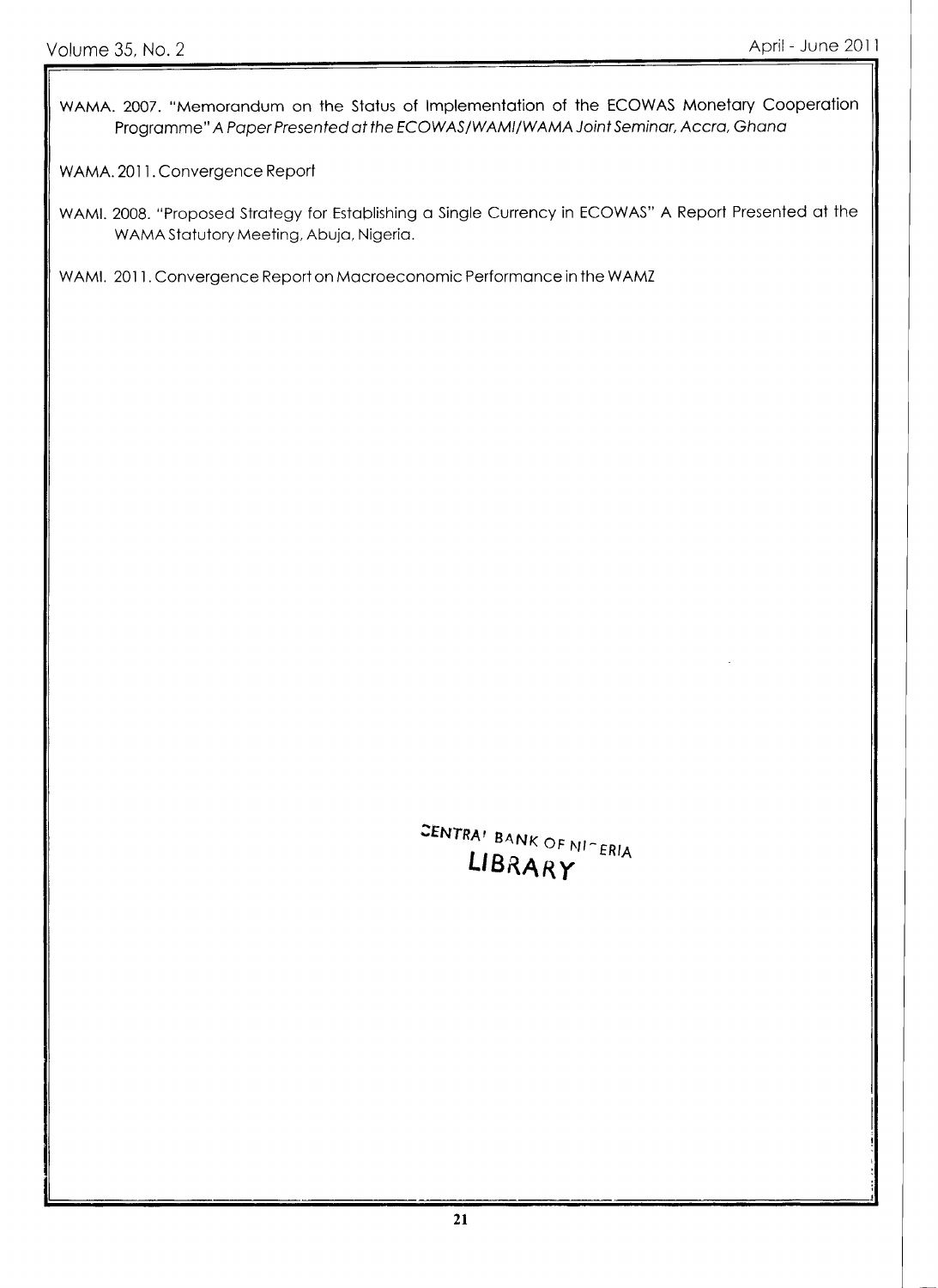WAMA. 2007. "Memorandum on the Status of Implementation of the ECOWAS Monetary Cooperation Programme" *A Paper Presented at the ECOWAS/WAMI/WAMA Joint Seminar, Accra, Ghana*

WAMA. 2011. Convergence Report

WAMI. 2008. "Proposed Strategy for Establishing a Single Currency in ECOWAS" A Report Presented at the WAMA Statutory Meeting, Abuja, Nigeria.

WAMI. 2011. Convergence Report on Macroeconomic Performance in the WAMZ

CENTRAL BANK OF NIGERIA LIBRARY